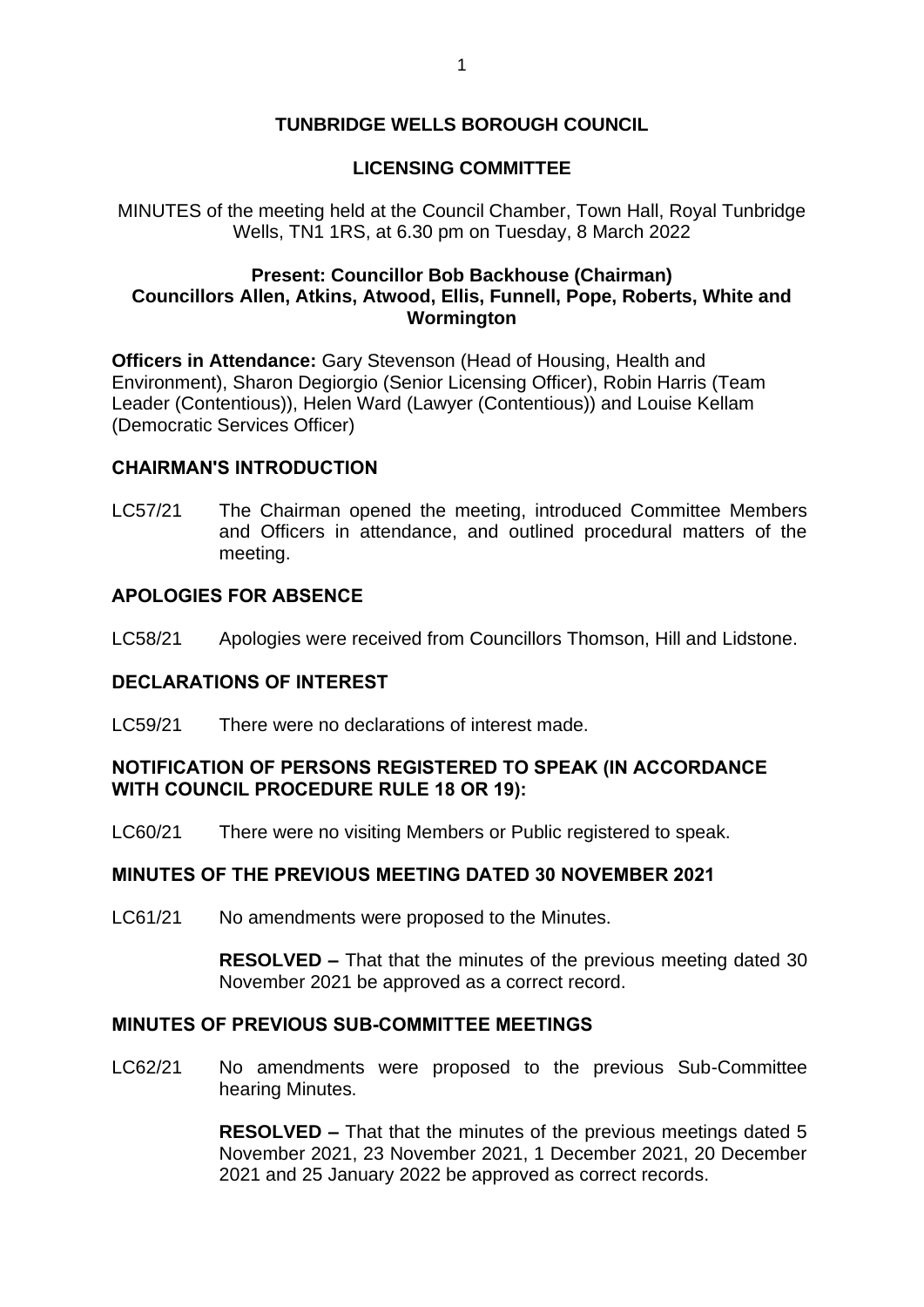# TUNBRIDGE WELLS BOROUGH COUNCIL

## LICENSING COMMITTEE

MINUTES of the meeting held at the Council Chamber, Town Hall, Royal Tunbridge Wells, TN1 1RS, at 6.30 pm on Tuesday, 8 March 2022

**Present: Councillor Bob Backhouse (Chairman)**
**Councillors Allen, Atkins, Atwood, Ellis, Funnell, Pope, Roberts, White and Wormington**

**Officers in Attendance:** Gary Stevenson (Head of Housing, Health and Environment), Sharon Degiorgio (Senior Licensing Officer), Robin Harris (Team Leader (Contentious)), Helen Ward (Lawyer (Contentious)) and Louise Kellam (Democratic Services Officer)

### CHAIRMAN'S INTRODUCTION

LC57/21 The Chairman opened the meeting, introduced Committee Members and Officers in attendance, and outlined procedural matters of the meeting.

### APOLOGIES FOR ABSENCE

LC58/21 Apologies were received from Councillors Thomson, Hill and Lidstone.

### DECLARATIONS OF INTEREST

LC59/21 There were no declarations of interest made.

### NOTIFICATION OF PERSONS REGISTERED TO SPEAK (IN ACCORDANCE WITH COUNCIL PROCEDURE RULE 18 OR 19):

LC60/21 There were no visiting Members or Public registered to speak.

### MINUTES OF THE PREVIOUS MEETING DATED 30 NOVEMBER 2021

LC61/21 No amendments were proposed to the Minutes.

**RESOLVED –** That that the minutes of the previous meeting dated 30 November 2021 be approved as a correct record.

### MINUTES OF PREVIOUS SUB-COMMITTEE MEETINGS

LC62/21 No amendments were proposed to the previous Sub-Committee hearing Minutes.

**RESOLVED –** That that the minutes of the previous meetings dated 5 November 2021, 23 November 2021, 1 December 2021, 20 December 2021 and 25 January 2022 be approved as correct records.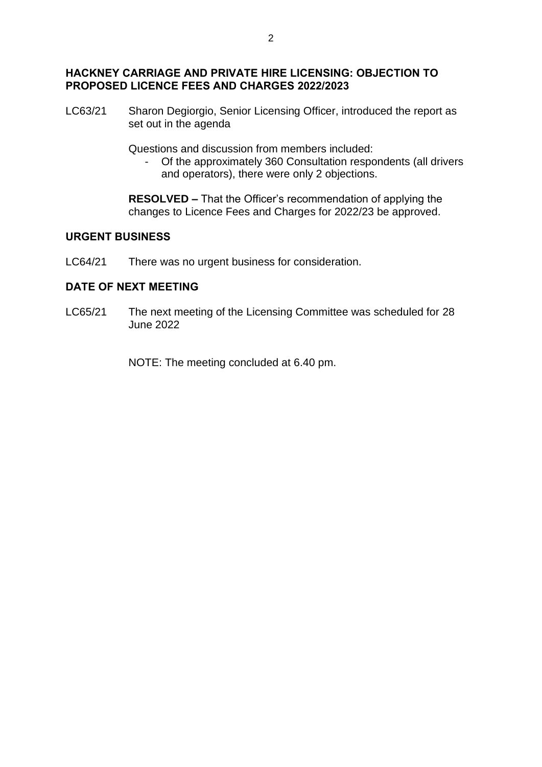## HACKNEY CARRIAGE AND PRIVATE HIRE LICENSING: OBJECTION TO PROPOSED LICENCE FEES AND CHARGES 2022/2023

LC63/21 Sharon Degiorgio, Senior Licensing Officer, introduced the report as set out in the agenda

Questions and discussion from members included:

- Of the approximately 360 Consultation respondents (all drivers and operators), there were only 2 objections.

**RESOLVED –** That the Officer's recommendation of applying the changes to Licence Fees and Charges for 2022/23 be approved.

## URGENT BUSINESS

LC64/21 There was no urgent business for consideration.

## DATE OF NEXT MEETING

LC65/21 The next meeting of the Licensing Committee was scheduled for 28 June 2022

NOTE: The meeting concluded at 6.40 pm.